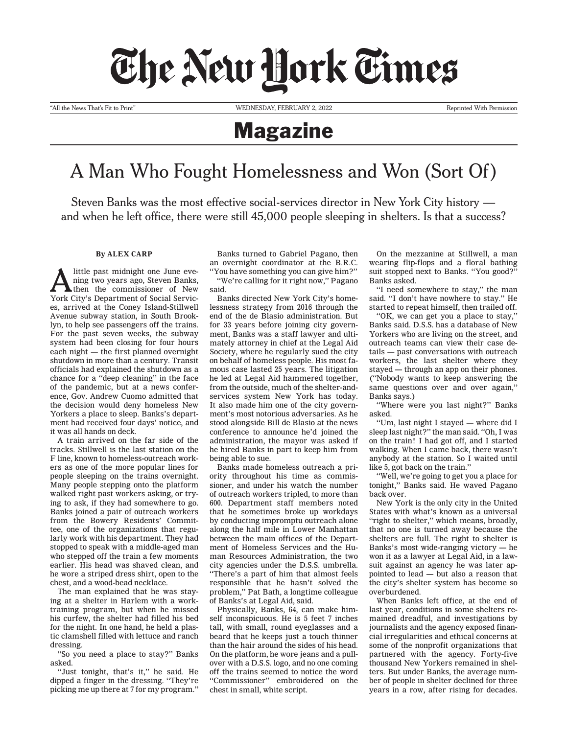# The New York Times

"All the News That's Fit to Print" WEDNESDAY, FEBRUARY 2, 2022 Reprinted With Permission

## Magazine

# A Man Who Fought Homelessness and Won (Sort Of)

Steven Banks was the most effective social-services director in New York City history — and when he left office, there were still 45,000 people sleeping in shelters. Is that a success?

**By ALEX CARP**

A little past midnight one June evening two years ago, Steven Banks, then the commissioner of New York City's Department of Social Services, arrived at the Coney Island-Stillwell Avenue subway station, in South Brooklyn, to help see passengers off the trains. For the past seven weeks, the subway system had been closing for four hours each night — the first planned overnight shutdown in more than a century. Transit officials had explained the shutdown as a chance for a "deep cleaning" in the face of the pandemic, but at a news conference, Gov. Andrew Cuomo admitted that the decision would deny homeless New Yorkers a place to sleep. Banks's department had received four days' notice, and it was all hands on deck.

A train arrived on the far side of the tracks. Stillwell is the last station on the F line, known to homeless-outreach workers as one of the more popular lines for people sleeping on the trains overnight. Many people stepping onto the platform walked right past workers asking, or trying to ask, if they had somewhere to go. Banks joined a pair of outreach workers from the Bowery Residents' Committee, one of the organizations that regularly work with his department. They had stopped to speak with a middle-aged man who stepped off the train a few moments earlier. His head was shaved clean, and he wore a striped dress shirt, open to the chest, and a wood-bead necklace.

The man explained that he was staying at a shelter in Harlem with a work-training program, but when he missed his curfew, the shelter had filled his bed for the night. In one hand, he held a plastic clamshell filled with lettuce and ranch dressing.

"So you need a place to stay?" Banks asked.

"Just tonight, that's it," he said. He dipped a finger in the dressing. "They're picking me up there at 7 for my program."

Banks turned to Gabriel Pagano, then an overnight coordinator at the B.R.C. "You have something you can give him?"

"We're calling for it right now," Pagano said.

Banks directed New York City's homelessness strategy from 2016 through the end of the de Blasio administration. But for 33 years before joining city government, Banks was a staff lawyer and ultimately attorney in chief at the Legal Aid Society, where he regularly sued the city on behalf of homeless people. His most famous case lasted 25 years. The litigation he led at Legal Aid hammered together, from the outside, much of the shelter-and-services system New York has today. It also made him one of the city government's most notorious adversaries. As he stood alongside Bill de Blasio at the news conference to announce he'd joined the administration, the mayor was asked if he hired Banks in part to keep him from being able to sue.

Banks made homeless outreach a priority throughout his time as commissioner, and under his watch the number of outreach workers tripled, to more than 600. Department staff members noted that he sometimes broke up workdays by conducting impromptu outreach alone along the half mile in Lower Manhattan between the main offices of the Department of Homeless Services and the Human Resources Administration, the two city agencies under the D.S.S. umbrella. "There's a part of him that almost feels responsible that he hasn't solved the problem," Pat Bath, a longtime colleague of Banks's at Legal Aid, said.

Physically, Banks, 64, can make himself inconspicuous. He is 5 feet 7 inches tall, with small, round eyeglasses and a beard that he keeps just a touch thinner than the hair around the sides of his head. On the platform, he wore jeans and a pullover with a D.S.S. logo, and no one coming off the trains seemed to notice the word "Commissioner" embroidered on the chest in small, white script.

On the mezzanine at Stillwell, a man wearing flip-flops and a floral bathing suit stopped next to Banks. "You good?" Banks asked.

"I need somewhere to stay," the man said. "I don't have nowhere to stay." He started to repeat himself, then trailed off.

"OK, we can get you a place to stay," Banks said. D.S.S. has a database of New Yorkers who are living on the street, and outreach teams can view their case details — past conversations with outreach workers, the last shelter where they stayed — through an app on their phones. ("Nobody wants to keep answering the same questions over and over again," Banks says.)

"Where were you last night?" Banks asked.

"Um, last night I stayed — where did I sleep last night?" the man said. "Oh, I was on the train! I had got off, and I started walking. When I came back, there wasn't anybody at the station. So I waited until like 5, got back on the train."

"Well, we're going to get you a place for tonight," Banks said. He waved Pagano back over.

New York is the only city in the United States with what's known as a universal "right to shelter," which means, broadly, that no one is turned away because the shelters are full. The right to shelter is Banks's most wide-ranging victory — he won it as a lawyer at Legal Aid, in a lawsuit against an agency he was later appointed to lead — but also a reason that the city's shelter system has become so overburdened.

When Banks left office, at the end of last year, conditions in some shelters remained dreadful, and investigations by journalists and the agency exposed financial irregularities and ethical concerns at some of the nonprofit organizations that partnered with the agency. Forty-five thousand New Yorkers remained in shelters. But under Banks, the average number of people in shelter declined for three years in a row, after rising for decades.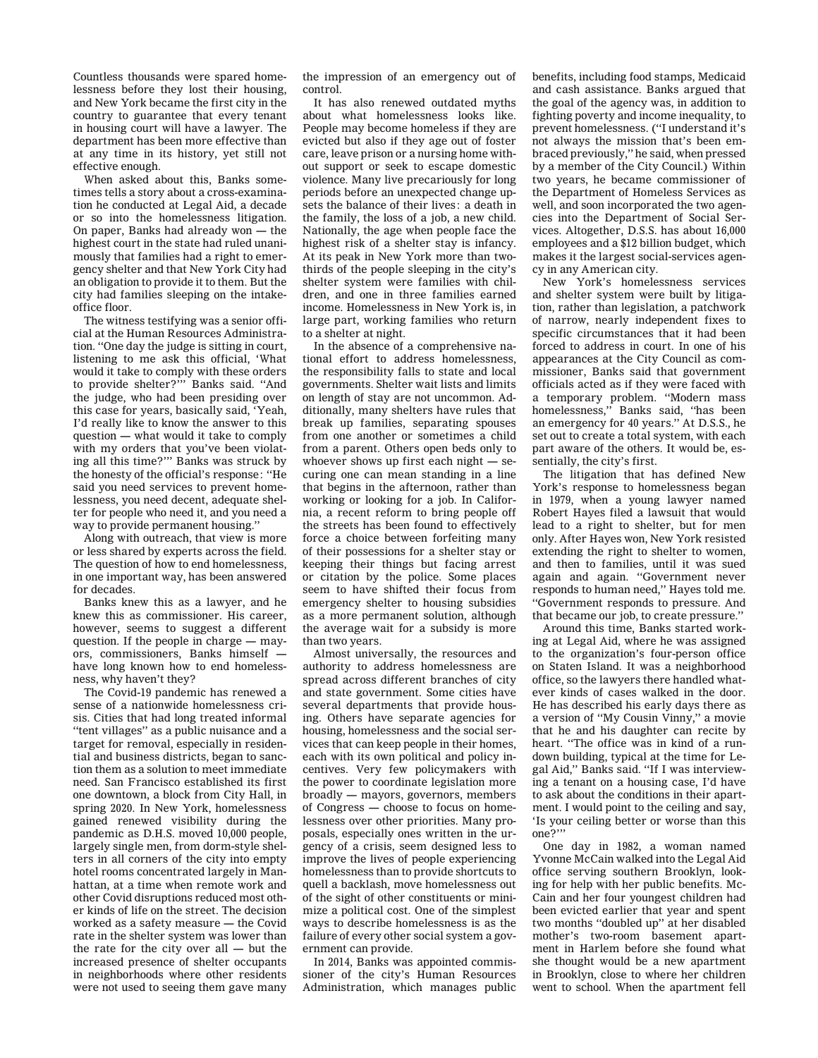Countless thousands were spared homelessness before they lost their housing, and New York became the first city in the country to guarantee that every tenant in housing court will have a lawyer. The department has been more effective than at any time in its history, yet still not effective enough.

When asked about this, Banks sometimes tells a story about a cross-examination he conducted at Legal Aid, a decade or so into the homelessness litigation. On paper, Banks had already won — the highest court in the state had ruled unanimously that families had a right to emergency shelter and that New York City had an obligation to provide it to them. But the city had families sleeping on the intake-office floor.

The witness testifying was a senior official at the Human Resources Administration. ''One day the judge is sitting in court, listening to me ask this official, 'What would it take to comply with these orders to provide shelter?''' Banks said. ''And the judge, who had been presiding over this case for years, basically said, 'Yeah, I'd really like to know the answer to this question — what would it take to comply with my orders that you've been violating all this time?''' Banks was struck by the honesty of the official's response: ''He said you need services to prevent homelessness, you need decent, adequate shelter for people who need it, and you need a way to provide permanent housing.''

Along with outreach, that view is more or less shared by experts across the field. The question of how to end homelessness, in one important way, has been answered for decades.

Banks knew this as a lawyer, and he knew this as commissioner. His career, however, seems to suggest a different question. If the people in charge — mayors, commissioners, Banks himself — have long known how to end homelessness, why haven't they?

The Covid-19 pandemic has renewed a sense of a nationwide homelessness crisis. Cities that had long treated informal ''tent villages'' as a public nuisance and a target for removal, especially in residential and business districts, began to sanction them as a solution to meet immediate need. San Francisco established its first one downtown, a block from City Hall, in spring 2020. In New York, homelessness gained renewed visibility during the pandemic as D.H.S. moved 10,000 people, largely single men, from dorm-style shelters in all corners of the city into empty hotel rooms concentrated largely in Manhattan, at a time when remote work and other Covid disruptions reduced most other kinds of life on the street. The decision worked as a safety measure — the Covid rate in the shelter system was lower than the rate for the city over all — but the increased presence of shelter occupants in neighborhoods where other residents were not used to seeing them gave many the impression of an emergency out of control.

It has also renewed outdated myths about what homelessness looks like. People may become homeless if they are evicted but also if they age out of foster care, leave prison or a nursing home without support or seek to escape domestic violence. Many live precariously for long periods before an unexpected change upsets the balance of their lives: a death in the family, the loss of a job, a new child. Nationally, the age when people face the highest risk of a shelter stay is infancy. At its peak in New York more than two-thirds of the people sleeping in the city's shelter system were families with children, and one in three families earned income. Homelessness in New York is, in large part, working families who return to a shelter at night.

In the absence of a comprehensive national effort to address homelessness, the responsibility falls to state and local governments. Shelter wait lists and limits on length of stay are not uncommon. Additionally, many shelters have rules that break up families, separating spouses from one another or sometimes a child from a parent. Others open beds only to whoever shows up first each night — securing one can mean standing in a line that begins in the afternoon, rather than working or looking for a job. In California, a recent reform to bring people off the streets has been found to effectively force a choice between forfeiting many of their possessions for a shelter stay or keeping their things but facing arrest or citation by the police. Some places seem to have shifted their focus from emergency shelter to housing subsidies as a more permanent solution, although the average wait for a subsidy is more than two years.

Almost universally, the resources and authority to address homelessness are spread across different branches of city and state government. Some cities have several departments that provide housing. Others have separate agencies for housing, homelessness and the social services that can keep people in their homes, each with its own political and policy incentives. Very few policymakers with the power to coordinate legislation more broadly — mayors, governors, members of Congress — choose to focus on homelessness over other priorities. Many proposals, especially ones written in the urgency of a crisis, seem designed less to improve the lives of people experiencing homelessness than to provide shortcuts to quell a backlash, move homelessness out of the sight of other constituents or minimize a political cost. One of the simplest ways to describe homelessness is as the failure of every other social system a government can provide.

In 2014, Banks was appointed commissioner of the city's Human Resources Administration, which manages public benefits, including food stamps, Medicaid and cash assistance. Banks argued that the goal of the agency was, in addition to fighting poverty and income inequality, to prevent homelessness. (''I understand it's not always the mission that's been embraced previously,'' he said, when pressed by a member of the City Council.) Within two years, he became commissioner of the Department of Homeless Services as well, and soon incorporated the two agencies into the Department of Social Services. Altogether, D.S.S. has about 16,000 employees and a $12 billion budget, which makes it the largest social-services agency in any American city.

New York's homelessness services and shelter system were built by litigation, rather than legislation, a patchwork of narrow, nearly independent fixes to specific circumstances that it had been forced to address in court. In one of his appearances at the City Council as commissioner, Banks said that government officials acted as if they were faced with a temporary problem. ''Modern mass homelessness,'' Banks said, ''has been an emergency for 40 years.'' At D.S.S., he set out to create a total system, with each part aware of the others. It would be, essentially, the city's first.

The litigation that has defined New York's response to homelessness began in 1979, when a young lawyer named Robert Hayes filed a lawsuit that would lead to a right to shelter, but for men only. After Hayes won, New York resisted extending the right to shelter to women, and then to families, until it was sued again and again. ''Government never responds to human need,'' Hayes told me. ''Government responds to pressure. And that became our job, to create pressure.''

Around this time, Banks started working at Legal Aid, where he was assigned to the organization's four-person office on Staten Island. It was a neighborhood office, so the lawyers there handled whatever kinds of cases walked in the door. He has described his early days there as a version of ''My Cousin Vinny,'' a movie that he and his daughter can recite by heart. ''The office was in kind of a rundown building, typical at the time for Legal Aid,'' Banks said. ''If I was interviewing a tenant on a housing case, I'd have to ask about the conditions in their apartment. I would point to the ceiling and say, 'Is your ceiling better or worse than this one?'''

One day in 1982, a woman named Yvonne McCain walked into the Legal Aid office serving southern Brooklyn, looking for help with her public benefits. McCain and her four youngest children had been evicted earlier that year and spent two months ''doubled up'' at her disabled mother's two-room basement apartment in Harlem before she found what she thought would be a new apartment in Brooklyn, close to where her children went to school. When the apartment fell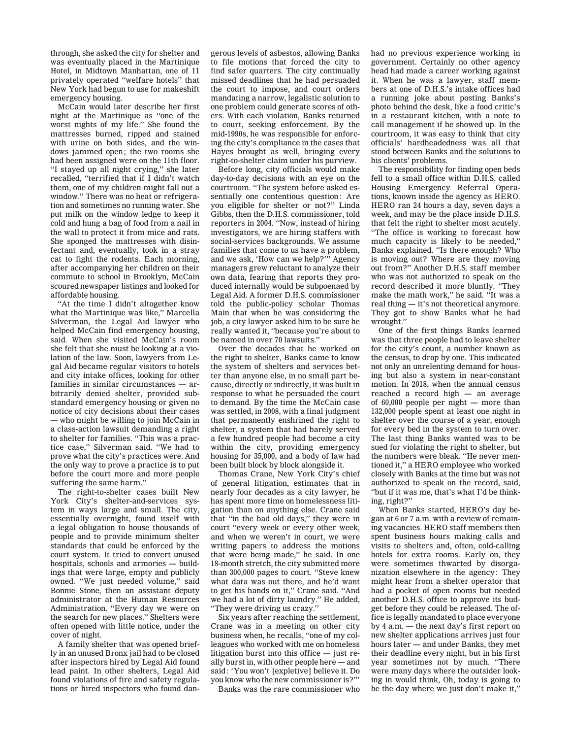through, she asked the city for shelter and was eventually placed in the Martinique Hotel, in Midtown Manhattan, one of 11 privately operated "welfare hotels" that New York had begun to use for makeshift emergency housing.

McCain would later describe her first night at the Martinique as "one of the worst nights of my life." She found the mattresses burned, ripped and stained with urine on both sides, and the windows jammed open; the two rooms she had been assigned were on the 11th floor. "I stayed up all night crying," she later recalled, "terrified that if I didn't watch them, one of my children might fall out a window." There was no heat or refrigeration and sometimes no running water. She put milk on the window ledge to keep it cold and hung a bag of food from a nail in the wall to protect it from mice and rats. She sponged the mattresses with disinfectant and, eventually, took in a stray cat to fight the rodents. Each morning, after accompanying her children on their commute to school in Brooklyn, McCain scoured newspaper listings and looked for affordable housing.

"At the time I didn't altogether know what the Martinique was like," Marcella Silverman, the Legal Aid lawyer who helped McCain find emergency housing, said. When she visited McCain's room she felt that she must be looking at a violation of the law. Soon, lawyers from Legal Aid became regular visitors to hotels and city intake offices, looking for other families in similar circumstances — arbitrarily denied shelter, provided substandard emergency housing or given no notice of city decisions about their cases — who might be willing to join McCain in a class-action lawsuit demanding a right to shelter for families. "This was a practice case," Silverman said. "We had to prove what the city's practices were. And the only way to prove a practice is to put before the court more and more people suffering the same harm."

The right-to-shelter cases built New York City's shelter-and-services system in ways large and small. The city, essentially overnight, found itself with a legal obligation to house thousands of people and to provide minimum shelter standards that could be enforced by the court system. It tried to convert unused hospitals, schools and armories — buildings that were large, empty and publicly owned. "We just needed volume," said Bonnie Stone, then an assistant deputy administrator at the Human Resources Administration. "Every day we were on the search for new places." Shelters were often opened with little notice, under the cover of night.

A family shelter that was opened briefly in an unused Bronx jail had to be closed after inspectors hired by Legal Aid found lead paint. In other shelters, Legal Aid found violations of fire and safety regulations or hired inspectors who found dangerous levels of asbestos, allowing Banks to file motions that forced the city to find safer quarters. The city continually missed deadlines that he had persuaded the court to impose, and court orders mandating a narrow, legalistic solution to one problem could generate scores of others. With each violation, Banks returned to court, seeking enforcement. By the mid-1990s, he was responsible for enforcing the city's compliance in the cases that Hayes brought as well, bringing every right-to-shelter claim under his purview.

Before long, city officials would make day-to-day decisions with an eye on the courtroom. "The system before asked essentially one contentious question: Are you eligible for shelter or not?" Linda Gibbs, then the D.H.S. commissioner, told reporters in 2004. "Now, instead of hiring investigators, we are hiring staffers with social-services backgrounds. We assume families that come to us have a problem, and we ask, 'How can we help?'" Agency managers grew reluctant to analyze their own data, fearing that reports they produced internally would be subpoenaed by Legal Aid. A former D.H.S. commissioner told the public-policy scholar Thomas Main that when he was considering the job, a city lawyer asked him to be sure he really wanted it, "because you're about to be named in over 70 lawsuits."

Over the decades that he worked on the right to shelter, Banks came to know the system of shelters and services better than anyone else, in no small part because, directly or indirectly, it was built in response to what he persuaded the court to demand. By the time the McCain case was settled, in 2008, with a final judgment that permanently enshrined the right to shelter, a system that had barely served a few hundred people had become a city within the city, providing emergency housing for 35,000, and a body of law had been built block by block alongside it.

Thomas Crane, New York City's chief of general litigation, estimates that in nearly four decades as a city lawyer, he has spent more time on homelessness litigation than on anything else. Crane said that "in the bad old days," they were in court "every week or every other week, and when we weren't in court, we were writing papers to address the motions that were being made," he said. In one 18-month stretch, the city submitted more than 300,000 pages to court. "Steve knew what data was out there, and he'd want to get his hands on it," Crane said. "And we had a lot of dirty laundry." He added, "They were driving us crazy."

Six years after reaching the settlement, Crane was in a meeting on other city business when, he recalls, "one of my colleagues who worked with me on homeless litigation burst into this office — just really burst in, with other people here — and said: 'You won't [expletive] believe it. Do you know who the new commissioner is?'"

Banks was the rare commissioner who had no previous experience working in government. Certainly no other agency head had made a career working against it. When he was a lawyer, staff members at one of D.H.S.'s intake offices had a running joke about posting Banks's photo behind the desk, like a food critic's in a restaurant kitchen, with a note to call management if he showed up. In the courtroom, it was easy to think that city officials' hardheadedness was all that stood between Banks and the solutions to his clients' problems.

The responsibility for finding open beds fell to a small office within D.H.S. called Housing Emergency Referral Operations, known inside the agency as HERO. HERO ran 24 hours a day, seven days a week, and may be the place inside D.H.S. that felt the right to shelter most acutely. "The office is working to forecast how much capacity is likely to be needed," Banks explained. "Is there enough? Who is moving out? Where are they moving out from?" Another D.H.S. staff member who was not authorized to speak on the record described it more bluntly. "They make the math work," he said. "It was a real thing — it's not theoretical anymore. They got to show Banks what he had wrought."

One of the first things Banks learned was that three people had to leave shelter for the city's count, a number known as the census, to drop by one. This indicated not only an unrelenting demand for housing but also a system in near-constant motion. In 2018, when the annual census reached a record high — an average of 60,000 people per night — more than 132,000 people spent at least one night in shelter over the course of a year, enough for every bed in the system to turn over. The last thing Banks wanted was to be sued for violating the right to shelter, but the numbers were bleak. "He never mentioned it," a HERO employee who worked closely with Banks at the time but was not authorized to speak on the record, said, "but if it was me, that's what I'd be thinking, right?"

When Banks started, HERO's day began at 6 or 7 a.m. with a review of remaining vacancies. HERO staff members then spent business hours making calls and visits to shelters and, often, cold-calling hotels for extra rooms. Early on, they were sometimes thwarted by disorganization elsewhere in the agency: They might hear from a shelter operator that had a pocket of open rooms but needed another D.H.S. office to approve its budget before they could be released. The office is legally mandated to place everyone by 4 a.m. — the next day's first report on new shelter applications arrives just four hours later — and under Banks, they met their deadline every night, but in his first year sometimes not by much. "There were many days where the outsider looking in would think, Oh, today is going to be the day where we just don't make it,"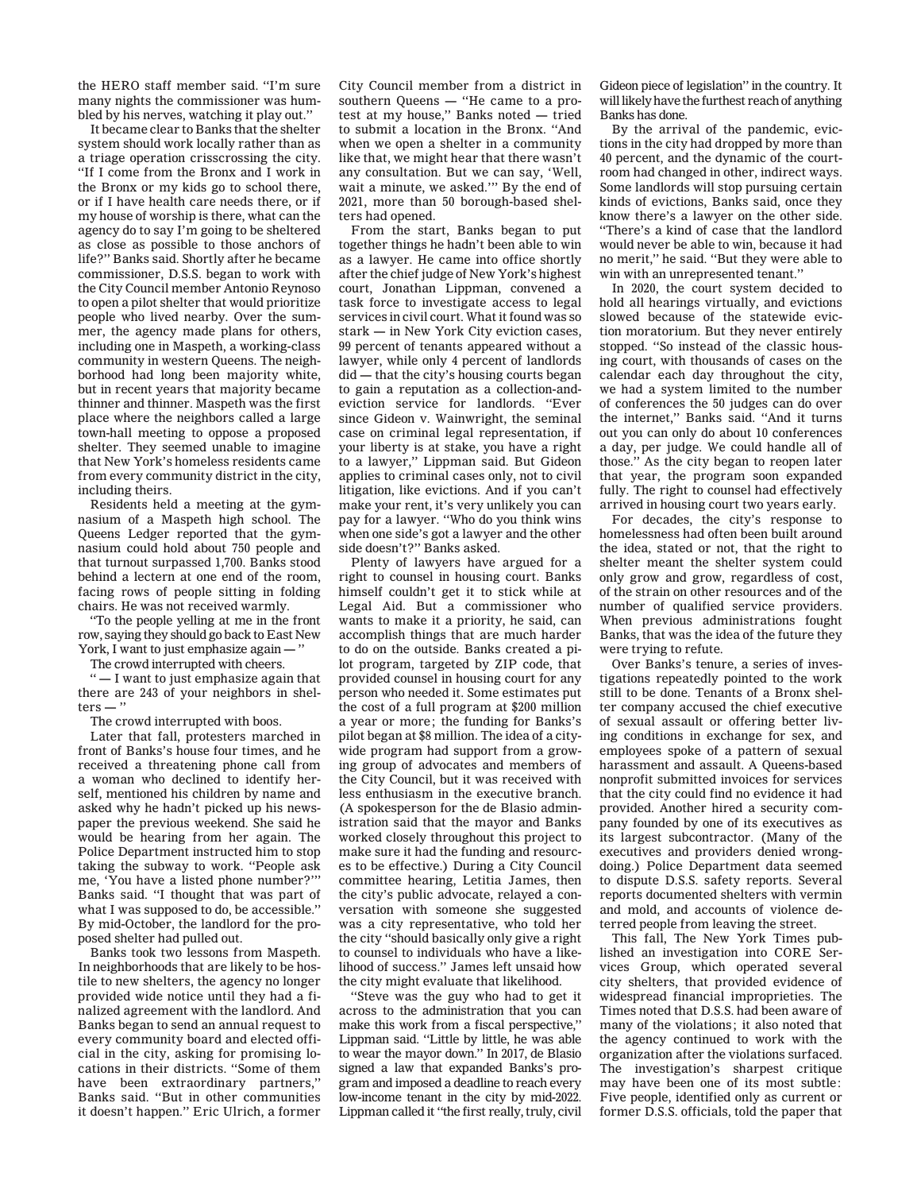the HERO staff member said. "I'm sure many nights the commissioner was humbled by his nerves, watching it play out."

It became clear to Banks that the shelter system should work locally rather than as a triage operation crisscrossing the city. "If I come from the Bronx and I work in the Bronx or my kids go to school there, or if I have health care needs there, or if my house of worship is there, what can the agency do to say I'm going to be sheltered as close as possible to those anchors of life?" Banks said. Shortly after he became commissioner, D.S.S. began to work with the City Council member Antonio Reynoso to open a pilot shelter that would prioritize people who lived nearby. Over the summer, the agency made plans for others, including one in Maspeth, a working-class community in western Queens. The neighborhood had long been majority white, but in recent years that majority became thinner and thinner. Maspeth was the first place where the neighbors called a large town-hall meeting to oppose a proposed shelter. They seemed unable to imagine that New York's homeless residents came from every community district in the city, including theirs.

Residents held a meeting at the gymnasium of a Maspeth high school. The Queens Ledger reported that the gymnasium could hold about 750 people and that turnout surpassed 1,700. Banks stood behind a lectern at one end of the room, facing rows of people sitting in folding chairs. He was not received warmly.

"To the people yelling at me in the front row, saying they should go back to East New York, I want to just emphasize again — "

The crowd interrupted with cheers.

" — I want to just emphasize again that there are 243 of your neighbors in shelters — "

The crowd interrupted with boos.

Later that fall, protesters marched in front of Banks's house four times, and he received a threatening phone call from a woman who declined to identify herself, mentioned his children by name and asked why he hadn't picked up his newspaper the previous weekend. She said he would be hearing from her again. The Police Department instructed him to stop taking the subway to work. "People ask me, 'You have a listed phone number?'" Banks said. "I thought that was part of what I was supposed to do, be accessible." By mid-October, the landlord for the proposed shelter had pulled out.

Banks took two lessons from Maspeth. In neighborhoods that are likely to be hostile to new shelters, the agency no longer provided wide notice until they had a finalized agreement with the landlord. And Banks began to send an annual request to every community board and elected official in the city, asking for promising locations in their districts. "Some of them have been extraordinary partners," Banks said. "But in other communities it doesn't happen." Eric Ulrich, a former City Council member from a district in southern Queens — "He came to a protest at my house," Banks noted — tried to submit a location in the Bronx. "And when we open a shelter in a community like that, we might hear that there wasn't any consultation. But we can say, 'Well, wait a minute, we asked.'" By the end of 2021, more than 50 borough-based shelters had opened.

From the start, Banks began to put together things he hadn't been able to win as a lawyer. He came into office shortly after the chief judge of New York's highest court, Jonathan Lippman, convened a task force to investigate access to legal services in civil court. What it found was so stark — in New York City eviction cases, 99 percent of tenants appeared without a lawyer, while only 4 percent of landlords did — that the city's housing courts began to gain a reputation as a collection-and-eviction service for landlords. "Ever since Gideon v. Wainwright, the seminal case on criminal legal representation, if your liberty is at stake, you have a right to a lawyer," Lippman said. But Gideon applies to criminal cases only, not to civil litigation, like evictions. And if you can't make your rent, it's very unlikely you can pay for a lawyer. "Who do you think wins when one side's got a lawyer and the other side doesn't?" Banks asked.

Plenty of lawyers have argued for a right to counsel in housing court. Banks himself couldn't get it to stick while at Legal Aid. But a commissioner who wants to make it a priority, he said, can accomplish things that are much harder to do on the outside. Banks created a pilot program, targeted by ZIP code, that provided counsel in housing court for any person who needed it. Some estimates put the cost of a full program at $200 million a year or more; the funding for Banks's pilot began at $8 million. The idea of a citywide program had support from a growing group of advocates and members of the City Council, but it was received with less enthusiasm in the executive branch. (A spokesperson for the de Blasio administration said that the mayor and Banks worked closely throughout this project to make sure it had the funding and resources to be effective.) During a City Council committee hearing, Letitia James, then the city's public advocate, relayed a conversation with someone she suggested was a city representative, who told her the city "should basically only give a right to counsel to individuals who have a likelihood of success." James left unsaid how the city might evaluate that likelihood.

"Steve was the guy who had to get it across to the administration that you can make this work from a fiscal perspective," Lippman said. "Little by little, he was able to wear the mayor down." In 2017, de Blasio signed a law that expanded Banks's program and imposed a deadline to reach every low-income tenant in the city by mid-2022. Lippman called it "the first really, truly, civil Gideon piece of legislation" in the country. It will likely have the furthest reach of anything Banks has done.

By the arrival of the pandemic, evictions in the city had dropped by more than 40 percent, and the dynamic of the courtroom had changed in other, indirect ways. Some landlords will stop pursuing certain kinds of evictions, Banks said, once they know there's a lawyer on the other side. "There's a kind of case that the landlord would never be able to win, because it had no merit," he said. "But they were able to win with an unrepresented tenant."

In 2020, the court system decided to hold all hearings virtually, and evictions slowed because of the statewide eviction moratorium. But they never entirely stopped. "So instead of the classic housing court, with thousands of cases on the calendar each day throughout the city, we had a system limited to the number of conferences the 50 judges can do over the internet," Banks said. "And it turns out you can only do about 10 conferences a day, per judge. We could handle all of those." As the city began to reopen later that year, the program soon expanded fully. The right to counsel had effectively arrived in housing court two years early.

For decades, the city's response to homelessness had often been built around the idea, stated or not, that the right to shelter meant the shelter system could only grow and grow, regardless of cost, of the strain on other resources and of the number of qualified service providers. When previous administrations fought Banks, that was the idea of the future they were trying to refute.

Over Banks's tenure, a series of investigations repeatedly pointed to the work still to be done. Tenants of a Bronx shelter company accused the chief executive of sexual assault or offering better living conditions in exchange for sex, and employees spoke of a pattern of sexual harassment and assault. A Queens-based nonprofit submitted invoices for services that the city could find no evidence it had provided. Another hired a security company founded by one of its executives as its largest subcontractor. (Many of the executives and providers denied wrongdoing.) Police Department data seemed to dispute D.S.S. safety reports. Several reports documented shelters with vermin and mold, and accounts of violence deterred people from leaving the street.

This fall, The New York Times published an investigation into CORE Services Group, which operated several city shelters, that provided evidence of widespread financial improprieties. The Times noted that D.S.S. had been aware of many of the violations; it also noted that the agency continued to work with the organization after the violations surfaced. The investigation's sharpest critique may have been one of its most subtle: Five people, identified only as current or former D.S.S. officials, told the paper that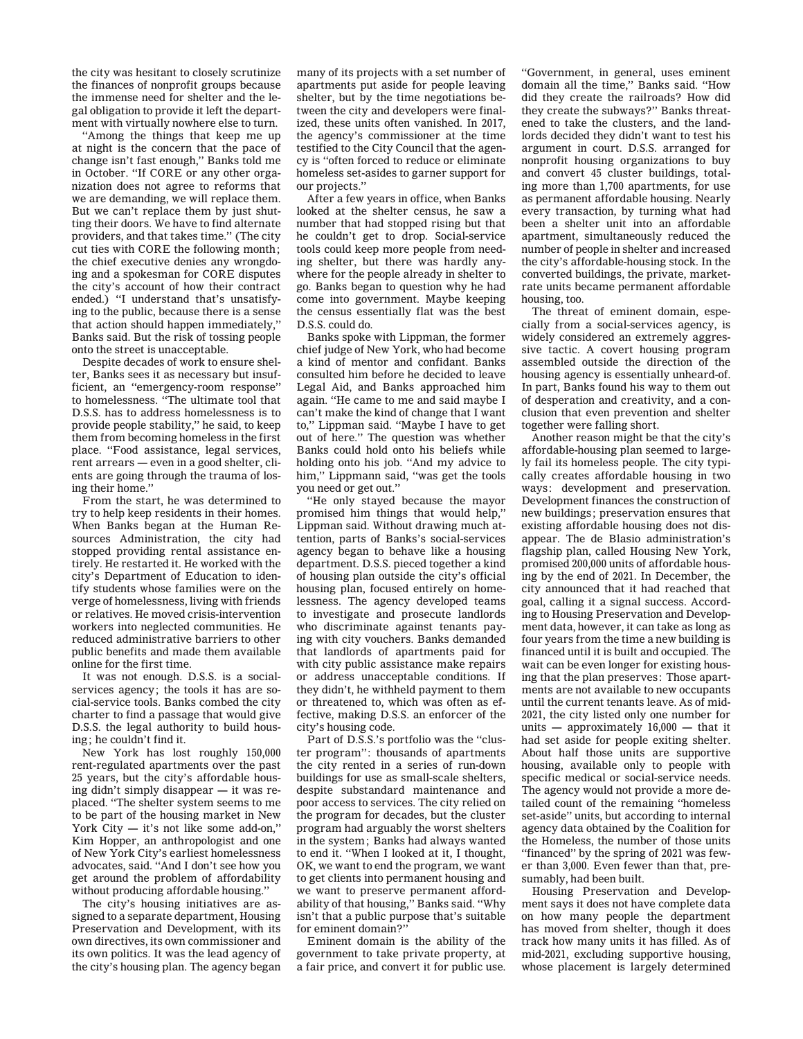the city was hesitant to closely scrutinize the finances of nonprofit groups because the immense need for shelter and the legal obligation to provide it left the department with virtually nowhere else to turn.

''Among the things that keep me up at night is the concern that the pace of change isn't fast enough,'' Banks told me in October. ''If CORE or any other organization does not agree to reforms that we are demanding, we will replace them. But we can't replace them by just shutting their doors. We have to find alternate providers, and that takes time.'' (The city cut ties with CORE the following month; the chief executive denies any wrongdoing and a spokesman for CORE disputes the city's account of how their contract ended.) ''I understand that's unsatisfying to the public, because there is a sense that action should happen immediately,'' Banks said. But the risk of tossing people onto the street is unacceptable.

Despite decades of work to ensure shelter, Banks sees it as necessary but insufficient, an ''emergency-room response'' to homelessness. ''The ultimate tool that D.S.S. has to address homelessness is to provide people stability,'' he said, to keep them from becoming homeless in the first place. ''Food assistance, legal services, rent arrears — even in a good shelter, clients are going through the trauma of losing their home.''

From the start, he was determined to try to help keep residents in their homes. When Banks began at the Human Resources Administration, the city had stopped providing rental assistance entirely. He restarted it. He worked with the city's Department of Education to identify students whose families were on the verge of homelessness, living with friends or relatives. He moved crisis-intervention workers into neglected communities. He reduced administrative barriers to other public benefits and made them available online for the first time.

It was not enough. D.S.S. is a social-services agency; the tools it has are social-service tools. Banks combed the city charter to find a passage that would give D.S.S. the legal authority to build housing; he couldn't find it.

New York has lost roughly 150,000 rent-regulated apartments over the past 25 years, but the city's affordable housing didn't simply disappear — it was replaced. ''The shelter system seems to me to be part of the housing market in New York City — it's not like some add-on,'' Kim Hopper, an anthropologist and one of New York City's earliest homelessness advocates, said. ''And I don't see how you get around the problem of affordability without producing affordable housing.''

The city's housing initiatives are assigned to a separate department, Housing Preservation and Development, with its own directives, its own commissioner and its own politics. It was the lead agency of the city's housing plan. The agency began many of its projects with a set number of apartments put aside for people leaving shelter, but by the time negotiations between the city and developers were finalized, these units often vanished. In 2017, the agency's commissioner at the time testified to the City Council that the agency is ''often forced to reduce or eliminate homeless set-asides to garner support for our projects.''

After a few years in office, when Banks looked at the shelter census, he saw a number that had stopped rising but that he couldn't get to drop. Social-service tools could keep more people from needing shelter, but there was hardly anywhere for the people already in shelter to go. Banks began to question why he had come into government. Maybe keeping the census essentially flat was the best D.S.S. could do.

Banks spoke with Lippman, the former chief judge of New York, who had become a kind of mentor and confidant. Banks consulted him before he decided to leave Legal Aid, and Banks approached him again. ''He came to me and said maybe I can't make the kind of change that I want to,'' Lippman said. ''Maybe I have to get out of here.'' The question was whether Banks could hold onto his beliefs while holding onto his job. ''And my advice to him,'' Lippmann said, ''was get the tools you need or get out.''

''He only stayed because the mayor promised him things that would help,'' Lippman said. Without drawing much attention, parts of Banks's social-services agency began to behave like a housing department. D.S.S. pieced together a kind of housing plan outside the city's official housing plan, focused entirely on homelessness. The agency developed teams to investigate and prosecute landlords who discriminate against tenants paying with city vouchers. Banks demanded that landlords of apartments paid for with city public assistance make repairs or address unacceptable conditions. If they didn't, he withheld payment to them or threatened to, which was often as effective, making D.S.S. an enforcer of the city's housing code.

Part of D.S.S.'s portfolio was the ''cluster program'': thousands of apartments the city rented in a series of run-down buildings for use as small-scale shelters, despite substandard maintenance and poor access to services. The city relied on the program for decades, but the cluster program had arguably the worst shelters in the system; Banks had always wanted to end it. ''When I looked at it, I thought, OK, we want to end the program, we want to get clients into permanent housing and we want to preserve permanent affordability of that housing,'' Banks said. ''Why isn't that a public purpose that's suitable for eminent domain?''

Eminent domain is the ability of the government to take private property, at a fair price, and convert it for public use. ''Government, in general, uses eminent domain all the time,'' Banks said. ''How did they create the railroads? How did they create the subways?'' Banks threatened to take the clusters, and the landlords decided they didn't want to test his argument in court. D.S.S. arranged for nonprofit housing organizations to buy and convert 45 cluster buildings, totaling more than 1,700 apartments, for use as permanent affordable housing. Nearly every transaction, by turning what had been a shelter unit into an affordable apartment, simultaneously reduced the number of people in shelter and increased the city's affordable-housing stock. In the converted buildings, the private, market-rate units became permanent affordable housing, too.

The threat of eminent domain, especially from a social-services agency, is widely considered an extremely aggressive tactic. A covert housing program assembled outside the direction of the housing agency is essentially unheard-of. In part, Banks found his way to them out of desperation and creativity, and a conclusion that even prevention and shelter together were falling short.

Another reason might be that the city's affordable-housing plan seemed to largely fail its homeless people. The city typically creates affordable housing in two ways: development and preservation. Development finances the construction of new buildings; preservation ensures that existing affordable housing does not disappear. The de Blasio administration's flagship plan, called Housing New York, promised 200,000 units of affordable housing by the end of 2021. In December, the city announced that it had reached that goal, calling it a signal success. According to Housing Preservation and Development data, however, it can take as long as four years from the time a new building is financed until it is built and occupied. The wait can be even longer for existing housing that the plan preserves: Those apartments are not available to new occupants until the current tenants leave. As of mid-2021, the city listed only one number for units — approximately 16,000 — that it had set aside for people exiting shelter. About half those units are supportive housing, available only to people with specific medical or social-service needs. The agency would not provide a more detailed count of the remaining ''homeless set-aside'' units, but according to internal agency data obtained by the Coalition for the Homeless, the number of those units ''financed'' by the spring of 2021 was fewer than 3,000. Even fewer than that, presumably, had been built.

Housing Preservation and Development says it does not have complete data on how many people the department has moved from shelter, though it does track how many units it has filled. As of mid-2021, excluding supportive housing, whose placement is largely determined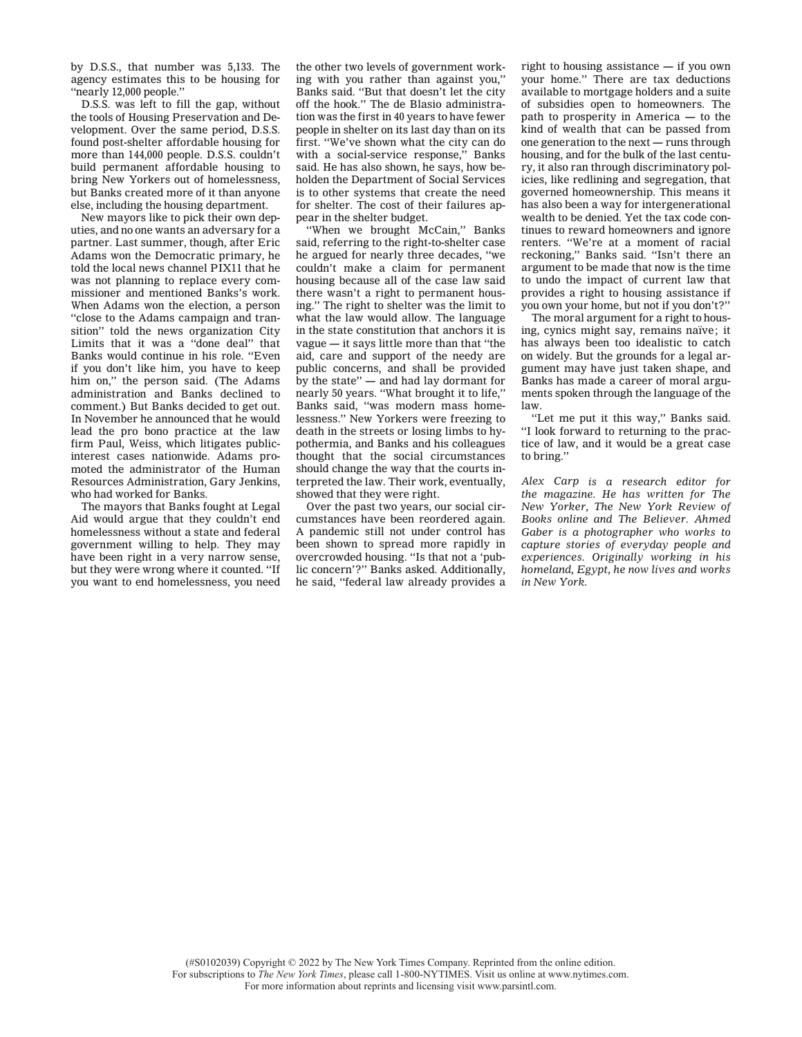by D.S.S., that number was 5,133. The agency estimates this to be housing for "nearly 12,000 people."

D.S.S. was left to fill the gap, without the tools of Housing Preservation and Development. Over the same period, D.S.S. found post-shelter affordable housing for more than 144,000 people. D.S.S. couldn't build permanent affordable housing to bring New Yorkers out of homelessness, but Banks created more of it than anyone else, including the housing department.

New mayors like to pick their own deputies, and no one wants an adversary for a partner. Last summer, though, after Eric Adams won the Democratic primary, he told the local news channel PIX11 that he was not planning to replace every commissioner and mentioned Banks's work. When Adams won the election, a person "close to the Adams campaign and transition" told the news organization City Limits that it was a "done deal" that Banks would continue in his role. "Even if you don't like him, you have to keep him on," the person said. (The Adams administration and Banks declined to comment.) But Banks decided to get out. In November he announced that he would lead the pro bono practice at the law firm Paul, Weiss, which litigates public-interest cases nationwide. Adams promoted the administrator of the Human Resources Administration, Gary Jenkins, who had worked for Banks.

The mayors that Banks fought at Legal Aid would argue that they couldn't end homelessness without a state and federal government willing to help. They may have been right in a very narrow sense, but they were wrong where it counted. "If you want to end homelessness, you need the other two levels of government working with you rather than against you," Banks said. "But that doesn't let the city off the hook." The de Blasio administration was the first in 40 years to have fewer people in shelter on its last day than on its first. "We've shown what the city can do with a social-service response," Banks said. He has also shown, he says, how beholden the Department of Social Services is to other systems that create the need for shelter. The cost of their failures appear in the shelter budget.

"When we brought McCain," Banks said, referring to the right-to-shelter case he argued for nearly three decades, "we couldn't make a claim for permanent housing because all of the case law said there wasn't a right to permanent housing." The right to shelter was the limit to what the law would allow. The language in the state constitution that anchors it is vague — it says little more than that "the aid, care and support of the needy are public concerns, and shall be provided by the state" — and had lay dormant for nearly 50 years. "What brought it to life," Banks said, "was modern mass homelessness." New Yorkers were freezing to death in the streets or losing limbs to hypothermia, and Banks and his colleagues thought that the social circumstances should change the way that the courts interpreted the law. Their work, eventually, showed that they were right.

Over the past two years, our social circumstances have been reordered again. A pandemic still not under control has been shown to spread more rapidly in overcrowded housing. "Is that not a 'public concern'?" Banks asked. Additionally, he said, "federal law already provides a right to housing assistance — if you own your home." There are tax deductions available to mortgage holders and a suite of subsidies open to homeowners. The path to prosperity in America — to the kind of wealth that can be passed from one generation to the next — runs through housing, and for the bulk of the last century, it also ran through discriminatory policies, like redlining and segregation, that governed homeownership. This means it has also been a way for intergenerational wealth to be denied. Yet the tax code continues to reward homeowners and ignore renters. "We're at a moment of racial reckoning," Banks said. "Isn't there an argument to be made that now is the time to undo the impact of current law that provides a right to housing assistance if you own your home, but not if you don't?"

The moral argument for a right to housing, cynics might say, remains naïve; it has always been too idealistic to catch on widely. But the grounds for a legal argument may have just taken shape, and Banks has made a career of moral arguments spoken through the language of the law.

"Let me put it this way," Banks said. "I look forward to returning to the practice of law, and it would be a great case to bring."

*Alex Carp is a research editor for the magazine. He has written for The New Yorker, The New York Review of Books online and The Believer. Ahmed Gaber is a photographer who works to capture stories of everyday people and experiences. Originally working in his homeland, Egypt, he now lives and works in New York.*

(#S0102039) Copyright © 2022 by The New York Times Company. Reprinted from the online edition.
For subscriptions to *The New York Times*, please call 1-800-NYTIMES. Visit us online at www.nytimes.com.
For more information about reprints and licensing visit www.parsintl.com.